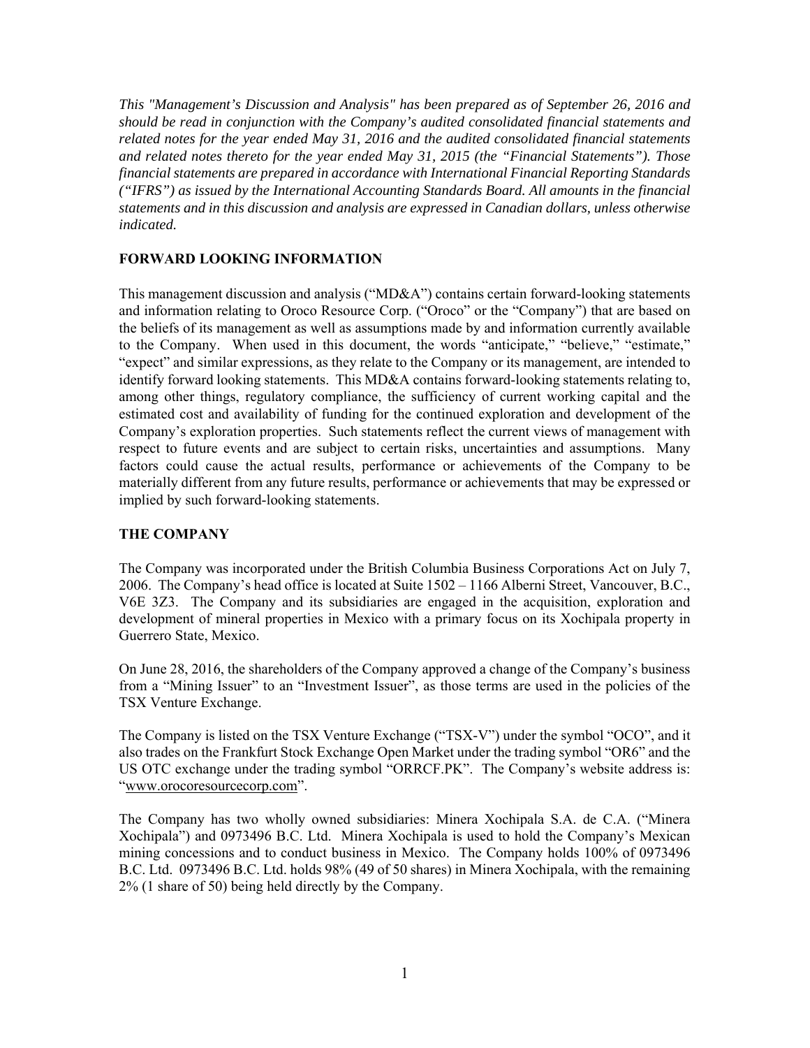*This "Management's Discussion and Analysis" has been prepared as of September 26, 2016 and should be read in conjunction with the Company's audited consolidated financial statements and related notes for the year ended May 31, 2016 and the audited consolidated financial statements and related notes thereto for the year ended May 31, 2015 (the "Financial Statements"). Those financial statements are prepared in accordance with International Financial Reporting Standards ("IFRS") as issued by the International Accounting Standards Board. All amounts in the financial statements and in this discussion and analysis are expressed in Canadian dollars, unless otherwise indicated.*

## FORWARD LOOKING INFORMATION

This management discussion and analysis ("MD&A") contains certain forward-looking statements and information relating to Oroco Resource Corp. ("Oroco" or the "Company") that are based on the beliefs of its management as well as assumptions made by and information currently available to the Company. When used in this document, the words "anticipate," "believe," "estimate," "expect" and similar expressions, as they relate to the Company or its management, are intended to identify forward looking statements. This MD&A contains forward-looking statements relating to, among other things, regulatory compliance, the sufficiency of current working capital and the estimated cost and availability of funding for the continued exploration and development of the Company's exploration properties. Such statements reflect the current views of management with respect to future events and are subject to certain risks, uncertainties and assumptions. Many factors could cause the actual results, performance or achievements of the Company to be materially different from any future results, performance or achievements that may be expressed or implied by such forward-looking statements.

## THE COMPANY

The Company was incorporated under the British Columbia Business Corporations Act on July 7, 2006. The Company's head office is located at Suite 1502 – 1166 Alberni Street, Vancouver, B.C., V6E 3Z3. The Company and its subsidiaries are engaged in the acquisition, exploration and development of mineral properties in Mexico with a primary focus on its Xochipala property in Guerrero State, Mexico.

On June 28, 2016, the shareholders of the Company approved a change of the Company's business from a "Mining Issuer" to an "Investment Issuer", as those terms are used in the policies of the TSX Venture Exchange.

The Company is listed on the TSX Venture Exchange ("TSX-V") under the symbol "OCO", and it also trades on the Frankfurt Stock Exchange Open Market under the trading symbol "OR6" and the US OTC exchange under the trading symbol "ORRCF.PK". The Company's website address is: "www.orocoresourcecorp.com".

The Company has two wholly owned subsidiaries: Minera Xochipala S.A. de C.A. ("Minera Xochipala") and 0973496 B.C. Ltd. Minera Xochipala is used to hold the Company's Mexican mining concessions and to conduct business in Mexico. The Company holds 100% of 0973496 B.C. Ltd. 0973496 B.C. Ltd. holds 98% (49 of 50 shares) in Minera Xochipala, with the remaining 2% (1 share of 50) being held directly by the Company.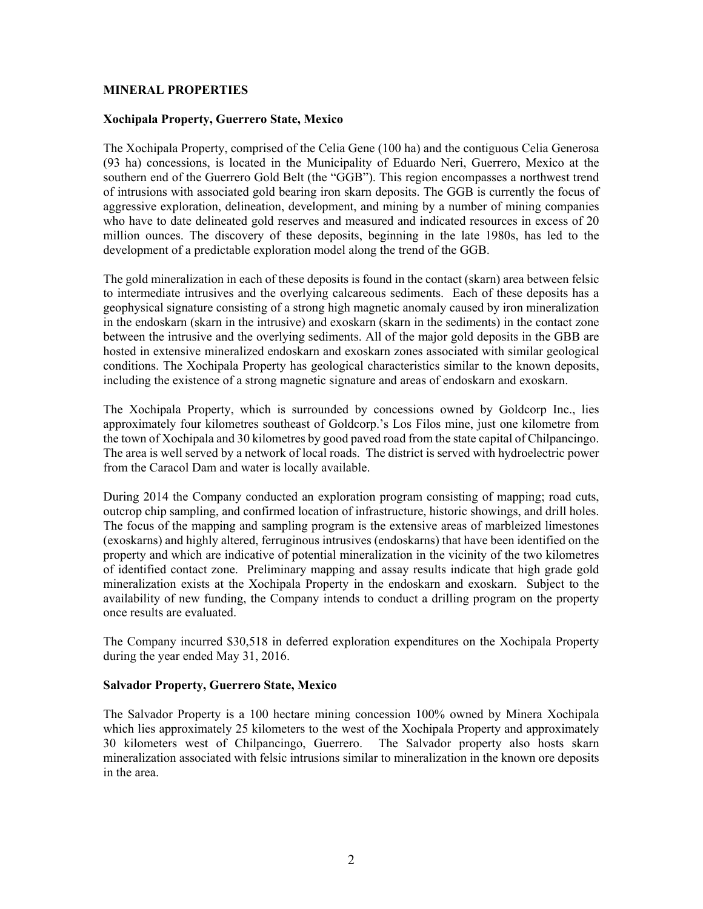## MINERAL PROPERTIES

### Xochipala Property, Guerrero State, Mexico

The Xochipala Property, comprised of the Celia Gene (100 ha) and the contiguous Celia Generosa (93 ha) concessions, is located in the Municipality of Eduardo Neri, Guerrero, Mexico at the southern end of the Guerrero Gold Belt (the "GGB"). This region encompasses a northwest trend of intrusions with associated gold bearing iron skarn deposits. The GGB is currently the focus of aggressive exploration, delineation, development, and mining by a number of mining companies who have to date delineated gold reserves and measured and indicated resources in excess of 20 million ounces. The discovery of these deposits, beginning in the late 1980s, has led to the development of a predictable exploration model along the trend of the GGB.

The gold mineralization in each of these deposits is found in the contact (skarn) area between felsic to intermediate intrusives and the overlying calcareous sediments. Each of these deposits has a geophysical signature consisting of a strong high magnetic anomaly caused by iron mineralization in the endoskarn (skarn in the intrusive) and exoskarn (skarn in the sediments) in the contact zone between the intrusive and the overlying sediments. All of the major gold deposits in the GBB are hosted in extensive mineralized endoskarn and exoskarn zones associated with similar geological conditions. The Xochipala Property has geological characteristics similar to the known deposits, including the existence of a strong magnetic signature and areas of endoskarn and exoskarn.

The Xochipala Property, which is surrounded by concessions owned by Goldcorp Inc., lies approximately four kilometres southeast of Goldcorp.'s Los Filos mine, just one kilometre from the town of Xochipala and 30 kilometres by good paved road from the state capital of Chilpancingo. The area is well served by a network of local roads. The district is served with hydroelectric power from the Caracol Dam and water is locally available.

During 2014 the Company conducted an exploration program consisting of mapping; road cuts, outcrop chip sampling, and confirmed location of infrastructure, historic showings, and drill holes. The focus of the mapping and sampling program is the extensive areas of marbleized limestones (exoskarns) and highly altered, ferruginous intrusives (endoskarns) that have been identified on the property and which are indicative of potential mineralization in the vicinity of the two kilometres of identified contact zone. Preliminary mapping and assay results indicate that high grade gold mineralization exists at the Xochipala Property in the endoskarn and exoskarn. Subject to the availability of new funding, the Company intends to conduct a drilling program on the property once results are evaluated.

The Company incurred $30,518 in deferred exploration expenditures on the Xochipala Property during the year ended May 31, 2016.

### Salvador Property, Guerrero State, Mexico

The Salvador Property is a 100 hectare mining concession 100% owned by Minera Xochipala which lies approximately 25 kilometers to the west of the Xochipala Property and approximately 30 kilometers west of Chilpancingo, Guerrero. The Salvador property also hosts skarn mineralization associated with felsic intrusions similar to mineralization in the known ore deposits in the area.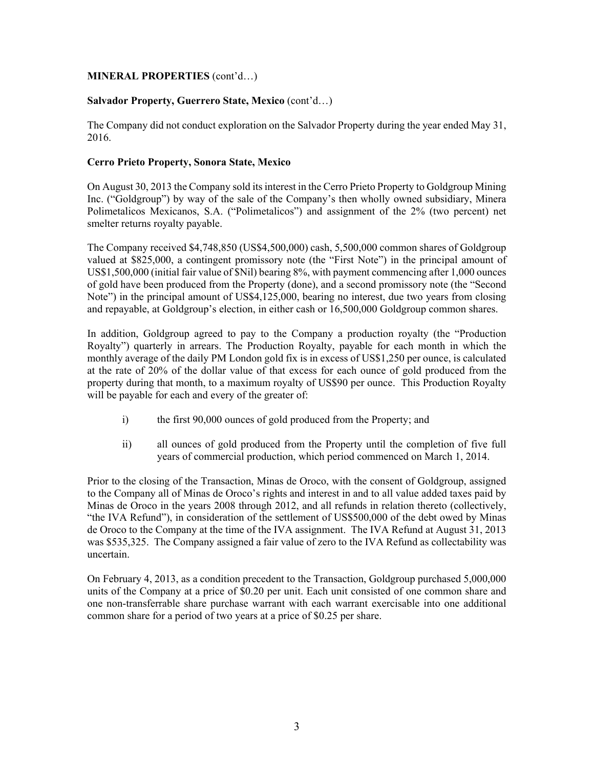**MINERAL PROPERTIES** (cont'd…)

**Salvador Property, Guerrero State, Mexico** (cont'd…)

The Company did not conduct exploration on the Salvador Property during the year ended May 31, 2016.

**Cerro Prieto Property, Sonora State, Mexico**

On August 30, 2013 the Company sold its interest in the Cerro Prieto Property to Goldgroup Mining Inc. ("Goldgroup") by way of the sale of the Company's then wholly owned subsidiary, Minera Polimetalicos Mexicanos, S.A. ("Polimetalicos") and assignment of the 2% (two percent) net smelter returns royalty payable.

The Company received $4,748,850 (US$4,500,000) cash, 5,500,000 common shares of Goldgroup valued at $825,000, a contingent promissory note (the "First Note") in the principal amount of US$1,500,000 (initial fair value of $Nil) bearing 8%, with payment commencing after 1,000 ounces of gold have been produced from the Property (done), and a second promissory note (the "Second Note") in the principal amount of US$4,125,000, bearing no interest, due two years from closing and repayable, at Goldgroup's election, in either cash or 16,500,000 Goldgroup common shares.

In addition, Goldgroup agreed to pay to the Company a production royalty (the "Production Royalty") quarterly in arrears. The Production Royalty, payable for each month in which the monthly average of the daily PM London gold fix is in excess of US$1,250 per ounce, is calculated at the rate of 20% of the dollar value of that excess for each ounce of gold produced from the property during that month, to a maximum royalty of US$90 per ounce. This Production Royalty will be payable for each and every of the greater of:

i) the first 90,000 ounces of gold produced from the Property; and

ii) all ounces of gold produced from the Property until the completion of five full years of commercial production, which period commenced on March 1, 2014.

Prior to the closing of the Transaction, Minas de Oroco, with the consent of Goldgroup, assigned to the Company all of Minas de Oroco's rights and interest in and to all value added taxes paid by Minas de Oroco in the years 2008 through 2012, and all refunds in relation thereto (collectively, "the IVA Refund"), in consideration of the settlement of US$500,000 of the debt owed by Minas de Oroco to the Company at the time of the IVA assignment. The IVA Refund at August 31, 2013 was $535,325. The Company assigned a fair value of zero to the IVA Refund as collectability was uncertain.

On February 4, 2013, as a condition precedent to the Transaction, Goldgroup purchased 5,000,000 units of the Company at a price of $0.20 per unit. Each unit consisted of one common share and one non-transferrable share purchase warrant with each warrant exercisable into one additional common share for a period of two years at a price of $0.25 per share.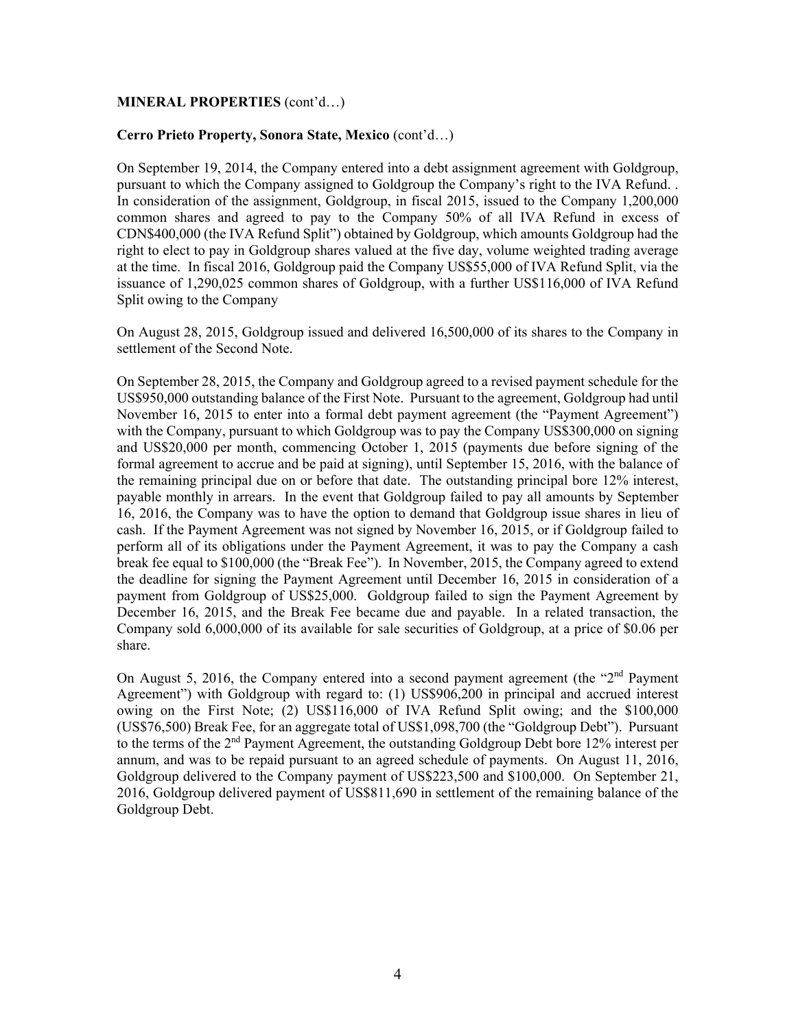**MINERAL PROPERTIES** (cont'd…)

**Cerro Prieto Property, Sonora State, Mexico** (cont'd…)

On September 19, 2014, the Company entered into a debt assignment agreement with Goldgroup, pursuant to which the Company assigned to Goldgroup the Company's right to the IVA Refund. . In consideration of the assignment, Goldgroup, in fiscal 2015, issued to the Company 1,200,000 common shares and agreed to pay to the Company 50% of all IVA Refund in excess of CDN$400,000 (the IVA Refund Split") obtained by Goldgroup, which amounts Goldgroup had the right to elect to pay in Goldgroup shares valued at the five day, volume weighted trading average at the time. In fiscal 2016, Goldgroup paid the Company US$55,000 of IVA Refund Split, via the issuance of 1,290,025 common shares of Goldgroup, with a further US$116,000 of IVA Refund Split owing to the Company

On August 28, 2015, Goldgroup issued and delivered 16,500,000 of its shares to the Company in settlement of the Second Note.

On September 28, 2015, the Company and Goldgroup agreed to a revised payment schedule for the US$950,000 outstanding balance of the First Note. Pursuant to the agreement, Goldgroup had until November 16, 2015 to enter into a formal debt payment agreement (the "Payment Agreement") with the Company, pursuant to which Goldgroup was to pay the Company US$300,000 on signing and US$20,000 per month, commencing October 1, 2015 (payments due before signing of the formal agreement to accrue and be paid at signing), until September 15, 2016, with the balance of the remaining principal due on or before that date. The outstanding principal bore 12% interest, payable monthly in arrears. In the event that Goldgroup failed to pay all amounts by September 16, 2016, the Company was to have the option to demand that Goldgroup issue shares in lieu of cash. If the Payment Agreement was not signed by November 16, 2015, or if Goldgroup failed to perform all of its obligations under the Payment Agreement, it was to pay the Company a cash break fee equal to $100,000 (the "Break Fee"). In November, 2015, the Company agreed to extend the deadline for signing the Payment Agreement until December 16, 2015 in consideration of a payment from Goldgroup of US$25,000. Goldgroup failed to sign the Payment Agreement by December 16, 2015, and the Break Fee became due and payable. In a related transaction, the Company sold 6,000,000 of its available for sale securities of Goldgroup, at a price of $0.06 per share.

On August 5, 2016, the Company entered into a second payment agreement (the "2nd Payment Agreement") with Goldgroup with regard to: (1) US$906,200 in principal and accrued interest owing on the First Note; (2) US$116,000 of IVA Refund Split owing; and the $100,000 (US$76,500) Break Fee, for an aggregate total of US$1,098,700 (the "Goldgroup Debt"). Pursuant to the terms of the 2nd Payment Agreement, the outstanding Goldgroup Debt bore 12% interest per annum, and was to be repaid pursuant to an agreed schedule of payments. On August 11, 2016, Goldgroup delivered to the Company payment of US$223,500 and $100,000. On September 21, 2016, Goldgroup delivered payment of US$811,690 in settlement of the remaining balance of the Goldgroup Debt.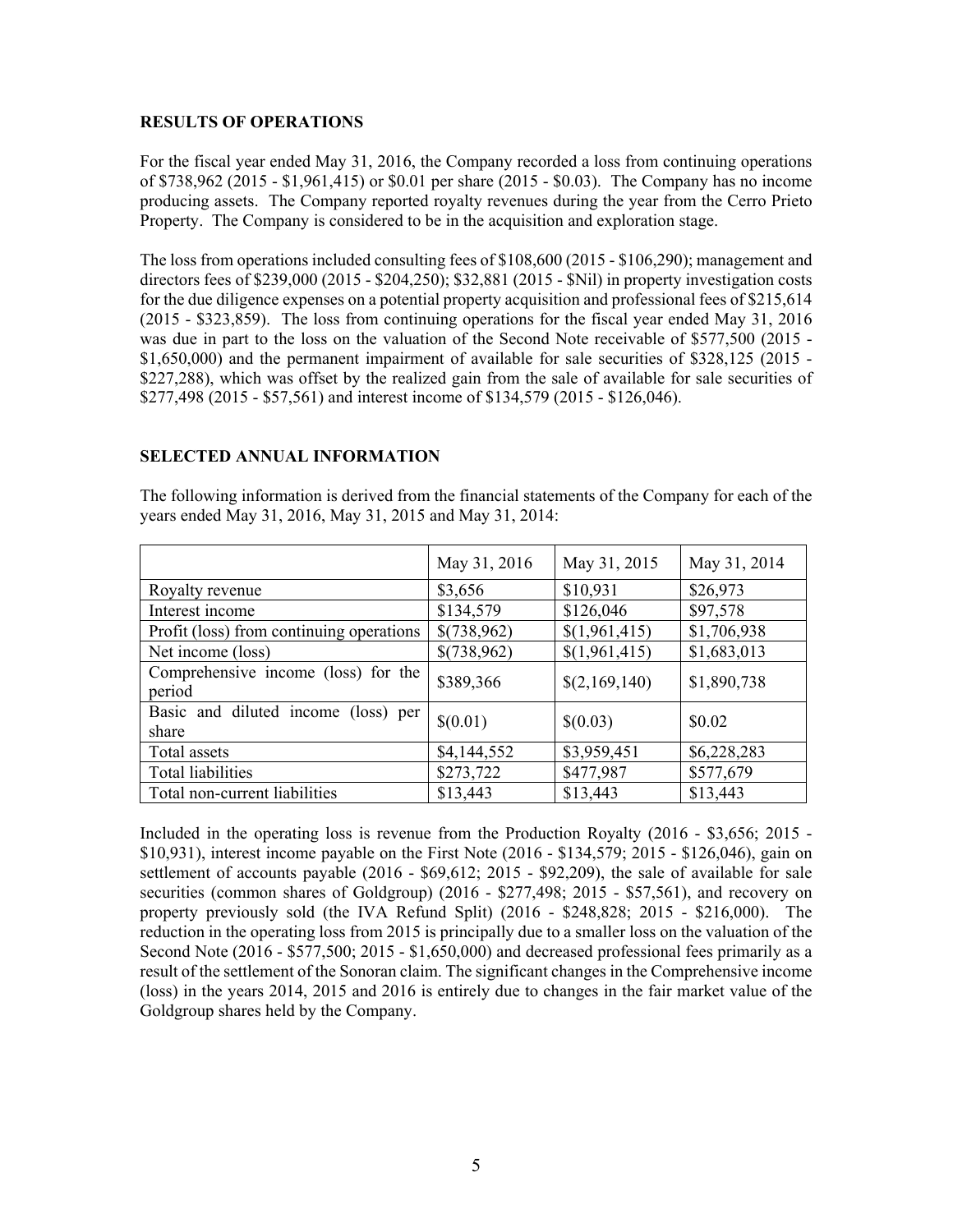## RESULTS OF OPERATIONS

For the fiscal year ended May 31, 2016, the Company recorded a loss from continuing operations of $738,962 (2015 - $1,961,415) or $0.01 per share (2015 - $0.03). The Company has no income producing assets. The Company reported royalty revenues during the year from the Cerro Prieto Property. The Company is considered to be in the acquisition and exploration stage.

The loss from operations included consulting fees of $108,600 (2015 - $106,290); management and directors fees of $239,000 (2015 - $204,250); $32,881 (2015 - $Nil) in property investigation costs for the due diligence expenses on a potential property acquisition and professional fees of $215,614 (2015 - $323,859). The loss from continuing operations for the fiscal year ended May 31, 2016 was due in part to the loss on the valuation of the Second Note receivable of $577,500 (2015 - $1,650,000) and the permanent impairment of available for sale securities of $328,125 (2015 - $227,288), which was offset by the realized gain from the sale of available for sale securities of $277,498 (2015 - $57,561) and interest income of $134,579 (2015 - $126,046).

## SELECTED ANNUAL INFORMATION

The following information is derived from the financial statements of the Company for each of the years ended May 31, 2016, May 31, 2015 and May 31, 2014:

| | May 31, 2016 | May 31, 2015 | May 31, 2014 |
|---|---|---|---|
| Royalty revenue | $3,656 | $10,931 | $26,973 |
| Interest income | $134,579 | $126,046 | $97,578 |
| Profit (loss) from continuing operations | $(738,962) | $(1,961,415) | $1,706,938 |
| Net income (loss) | $(738,962) | $(1,961,415) | $1,683,013 |
| Comprehensive income (loss) for the period | $389,366 | $(2,169,140) | $1,890,738 |
| Basic and diluted income (loss) per share | $(0.01) | $(0.03) | $0.02 |
| Total assets | $4,144,552 | $3,959,451 | $6,228,283 |
| Total liabilities | $273,722 | $477,987 | $577,679 |
| Total non-current liabilities | $13,443 | $13,443 | $13,443 |

Included in the operating loss is revenue from the Production Royalty (2016 - $3,656; 2015 - $10,931), interest income payable on the First Note (2016 - $134,579; 2015 - $126,046), gain on settlement of accounts payable (2016 - $69,612; 2015 - $92,209), the sale of available for sale securities (common shares of Goldgroup) (2016 - $277,498; 2015 - $57,561), and recovery on property previously sold (the IVA Refund Split) (2016 - $248,828; 2015 - $216,000). The reduction in the operating loss from 2015 is principally due to a smaller loss on the valuation of the Second Note (2016 - $577,500; 2015 - $1,650,000) and decreased professional fees primarily as a result of the settlement of the Sonoran claim. The significant changes in the Comprehensive income (loss) in the years 2014, 2015 and 2016 is entirely due to changes in the fair market value of the Goldgroup shares held by the Company.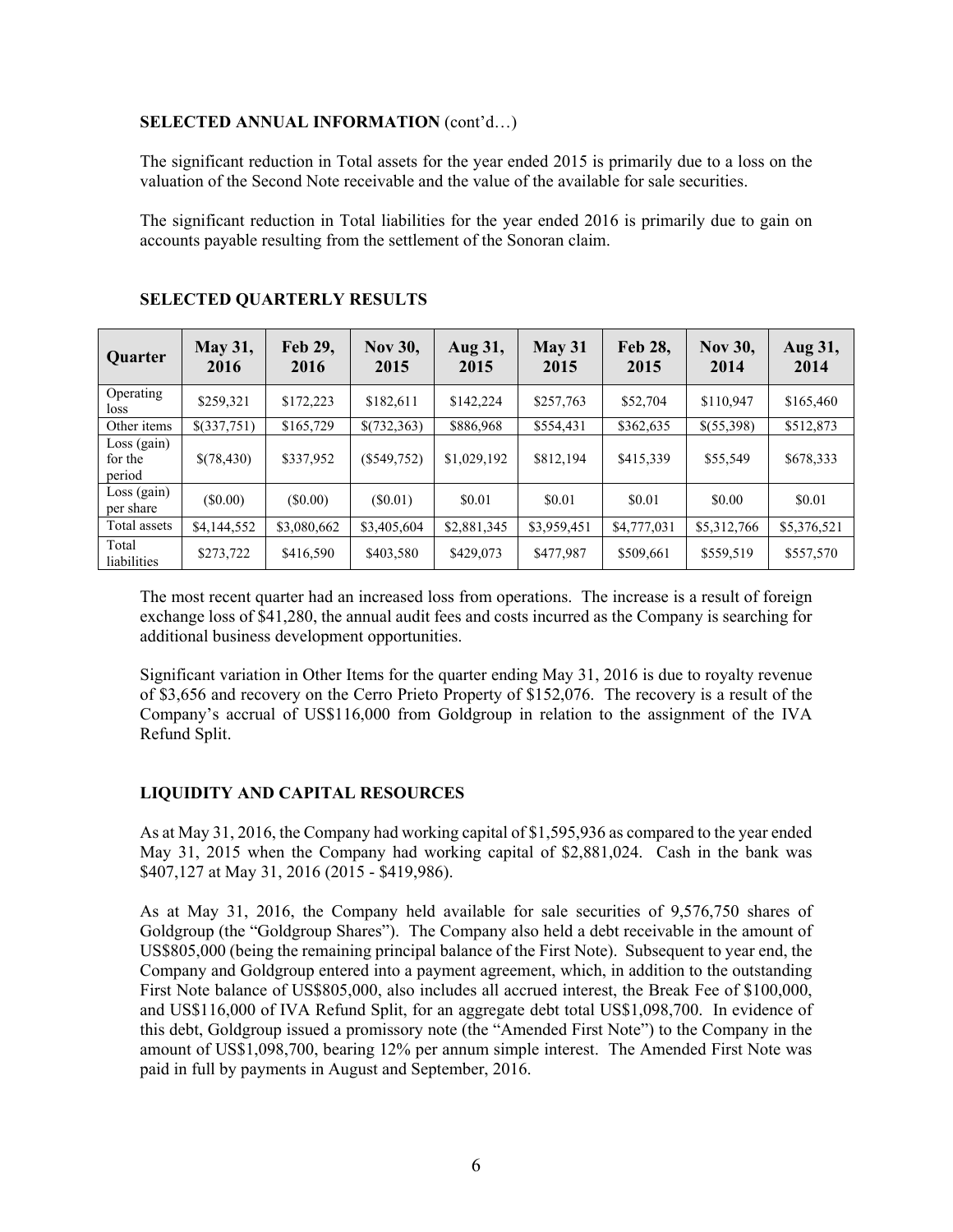**SELECTED ANNUAL INFORMATION** (cont'd…)

The significant reduction in Total assets for the year ended 2015 is primarily due to a loss on the valuation of the Second Note receivable and the value of the available for sale securities.

The significant reduction in Total liabilities for the year ended 2016 is primarily due to gain on accounts payable resulting from the settlement of the Sonoran claim.

## SELECTED QUARTERLY RESULTS

| Quarter | May 31, 2016 | Feb 29, 2016 | Nov 30, 2015 | Aug 31, 2015 | May 31 2015 | Feb 28, 2015 | Nov 30, 2014 | Aug 31, 2014 |
|---|---|---|---|---|---|---|---|---|
| Operating loss | $259,321 | $172,223 | $182,611 | $142,224 | $257,763 | $52,704 | $110,947 | $165,460 |
| Other items | $(337,751) | $165,729 | $(732,363) | $886,968 | $554,431 | $362,635 | $(55,398) | $512,873 |
| Loss (gain) for the period | $(78,430) | $337,952 | ($549,752) | $1,029,192 | $812,194 | $415,339 | $55,549 | $678,333 |
| Loss (gain) per share | ($0.00) | ($0.00) | ($0.01) | $0.01 | $0.01 | $0.01 | $0.00 | $0.01 |
| Total assets | $4,144,552 | $3,080,662 | $3,405,604 | $2,881,345 | $3,959,451 | $4,777,031 | $5,312,766 | $5,376,521 |
| Total liabilities | $273,722 | $416,590 | $403,580 | $429,073 | $477,987 | $509,661 | $559,519 | $557,570 |

The most recent quarter had an increased loss from operations. The increase is a result of foreign exchange loss of $41,280, the annual audit fees and costs incurred as the Company is searching for additional business development opportunities.

Significant variation in Other Items for the quarter ending May 31, 2016 is due to royalty revenue of $3,656 and recovery on the Cerro Prieto Property of $152,076. The recovery is a result of the Company's accrual of US$116,000 from Goldgroup in relation to the assignment of the IVA Refund Split.

## LIQUIDITY AND CAPITAL RESOURCES

As at May 31, 2016, the Company had working capital of $1,595,936 as compared to the year ended May 31, 2015 when the Company had working capital of $2,881,024. Cash in the bank was $407,127 at May 31, 2016 (2015 - $419,986).

As at May 31, 2016, the Company held available for sale securities of 9,576,750 shares of Goldgroup (the "Goldgroup Shares"). The Company also held a debt receivable in the amount of US$805,000 (being the remaining principal balance of the First Note). Subsequent to year end, the Company and Goldgroup entered into a payment agreement, which, in addition to the outstanding First Note balance of US$805,000, also includes all accrued interest, the Break Fee of $100,000, and US$116,000 of IVA Refund Split, for an aggregate debt total US$1,098,700. In evidence of this debt, Goldgroup issued a promissory note (the "Amended First Note") to the Company in the amount of US$1,098,700, bearing 12% per annum simple interest. The Amended First Note was paid in full by payments in August and September, 2016.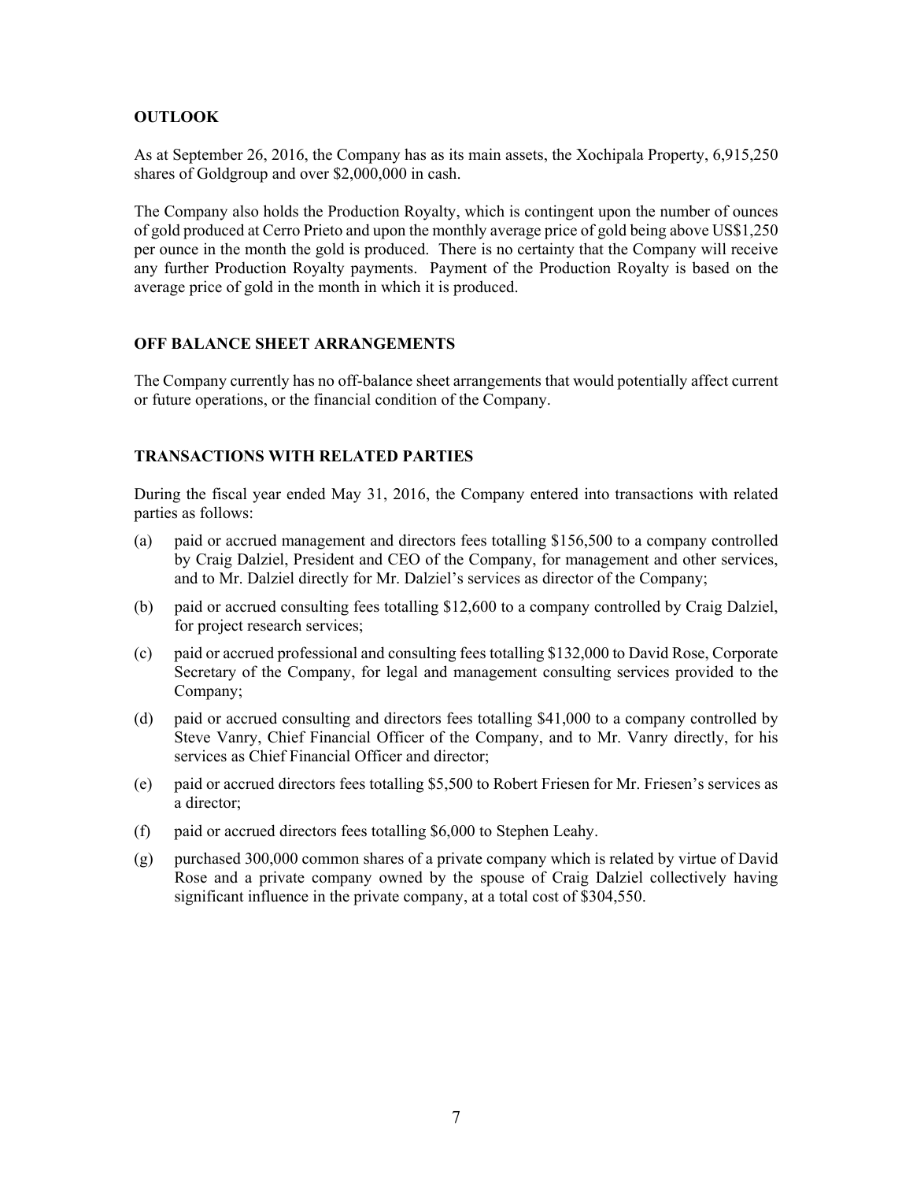## OUTLOOK

As at September 26, 2016, the Company has as its main assets, the Xochipala Property, 6,915,250 shares of Goldgroup and over $2,000,000 in cash.

The Company also holds the Production Royalty, which is contingent upon the number of ounces of gold produced at Cerro Prieto and upon the monthly average price of gold being above US$1,250 per ounce in the month the gold is produced. There is no certainty that the Company will receive any further Production Royalty payments. Payment of the Production Royalty is based on the average price of gold in the month in which it is produced.

## OFF BALANCE SHEET ARRANGEMENTS

The Company currently has no off-balance sheet arrangements that would potentially affect current or future operations, or the financial condition of the Company.

## TRANSACTIONS WITH RELATED PARTIES

During the fiscal year ended May 31, 2016, the Company entered into transactions with related parties as follows:

(a) paid or accrued management and directors fees totalling $156,500 to a company controlled by Craig Dalziel, President and CEO of the Company, for management and other services, and to Mr. Dalziel directly for Mr. Dalziel's services as director of the Company;

(b) paid or accrued consulting fees totalling $12,600 to a company controlled by Craig Dalziel, for project research services;

(c) paid or accrued professional and consulting fees totalling $132,000 to David Rose, Corporate Secretary of the Company, for legal and management consulting services provided to the Company;

(d) paid or accrued consulting and directors fees totalling $41,000 to a company controlled by Steve Vanry, Chief Financial Officer of the Company, and to Mr. Vanry directly, for his services as Chief Financial Officer and director;

(e) paid or accrued directors fees totalling $5,500 to Robert Friesen for Mr. Friesen's services as a director;

(f) paid or accrued directors fees totalling $6,000 to Stephen Leahy.

(g) purchased 300,000 common shares of a private company which is related by virtue of David Rose and a private company owned by the spouse of Craig Dalziel collectively having significant influence in the private company, at a total cost of $304,550.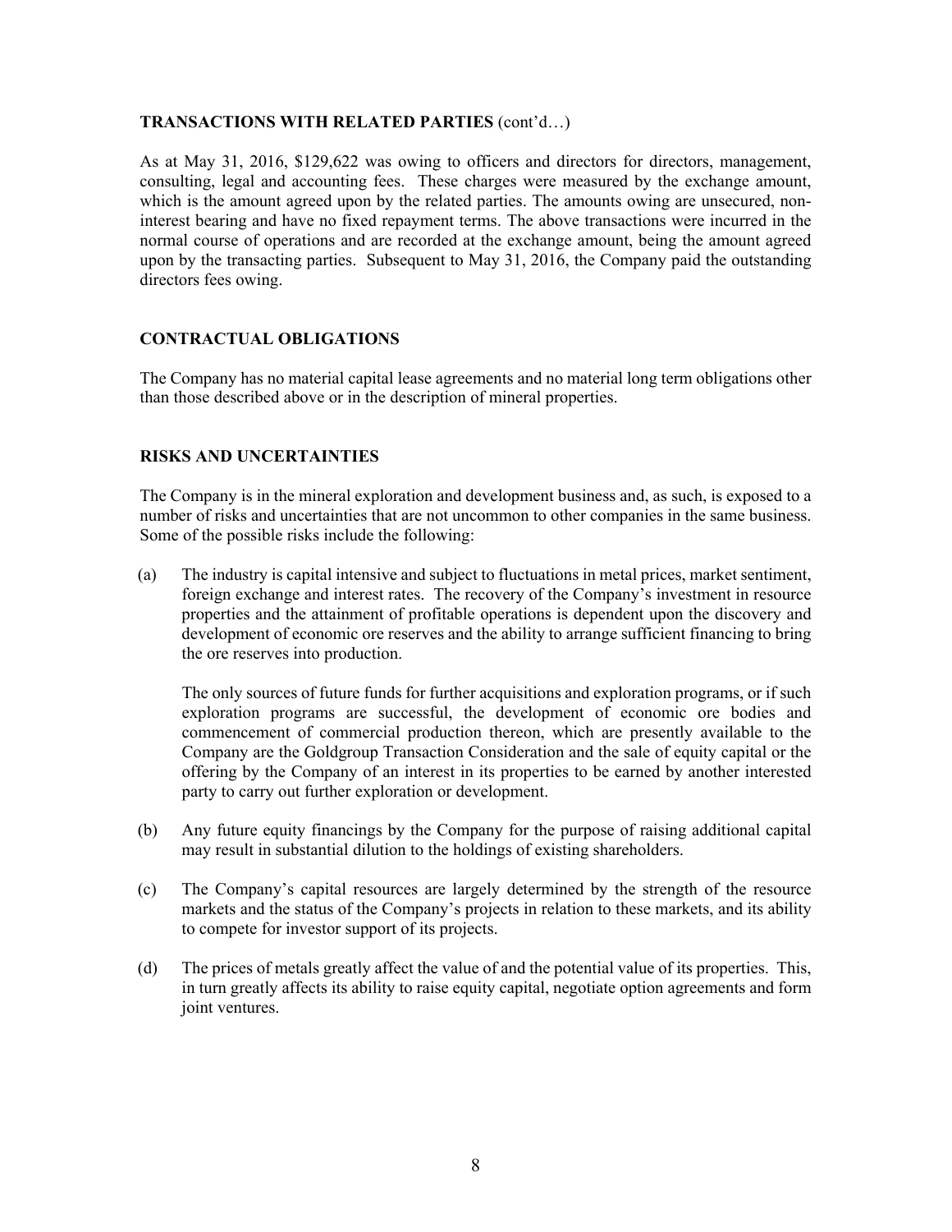**TRANSACTIONS WITH RELATED PARTIES** (cont'd…)

As at May 31, 2016, $129,622 was owing to officers and directors for directors, management, consulting, legal and accounting fees. These charges were measured by the exchange amount, which is the amount agreed upon by the related parties. The amounts owing are unsecured, non-interest bearing and have no fixed repayment terms. The above transactions were incurred in the normal course of operations and are recorded at the exchange amount, being the amount agreed upon by the transacting parties. Subsequent to May 31, 2016, the Company paid the outstanding directors fees owing.

## CONTRACTUAL OBLIGATIONS

The Company has no material capital lease agreements and no material long term obligations other than those described above or in the description of mineral properties.

## RISKS AND UNCERTAINTIES

The Company is in the mineral exploration and development business and, as such, is exposed to a number of risks and uncertainties that are not uncommon to other companies in the same business. Some of the possible risks include the following:

(a) The industry is capital intensive and subject to fluctuations in metal prices, market sentiment, foreign exchange and interest rates. The recovery of the Company's investment in resource properties and the attainment of profitable operations is dependent upon the discovery and development of economic ore reserves and the ability to arrange sufficient financing to bring the ore reserves into production.

The only sources of future funds for further acquisitions and exploration programs, or if such exploration programs are successful, the development of economic ore bodies and commencement of commercial production thereon, which are presently available to the Company are the Goldgroup Transaction Consideration and the sale of equity capital or the offering by the Company of an interest in its properties to be earned by another interested party to carry out further exploration or development.

(b) Any future equity financings by the Company for the purpose of raising additional capital may result in substantial dilution to the holdings of existing shareholders.

(c) The Company's capital resources are largely determined by the strength of the resource markets and the status of the Company's projects in relation to these markets, and its ability to compete for investor support of its projects.

(d) The prices of metals greatly affect the value of and the potential value of its properties. This, in turn greatly affects its ability to raise equity capital, negotiate option agreements and form joint ventures.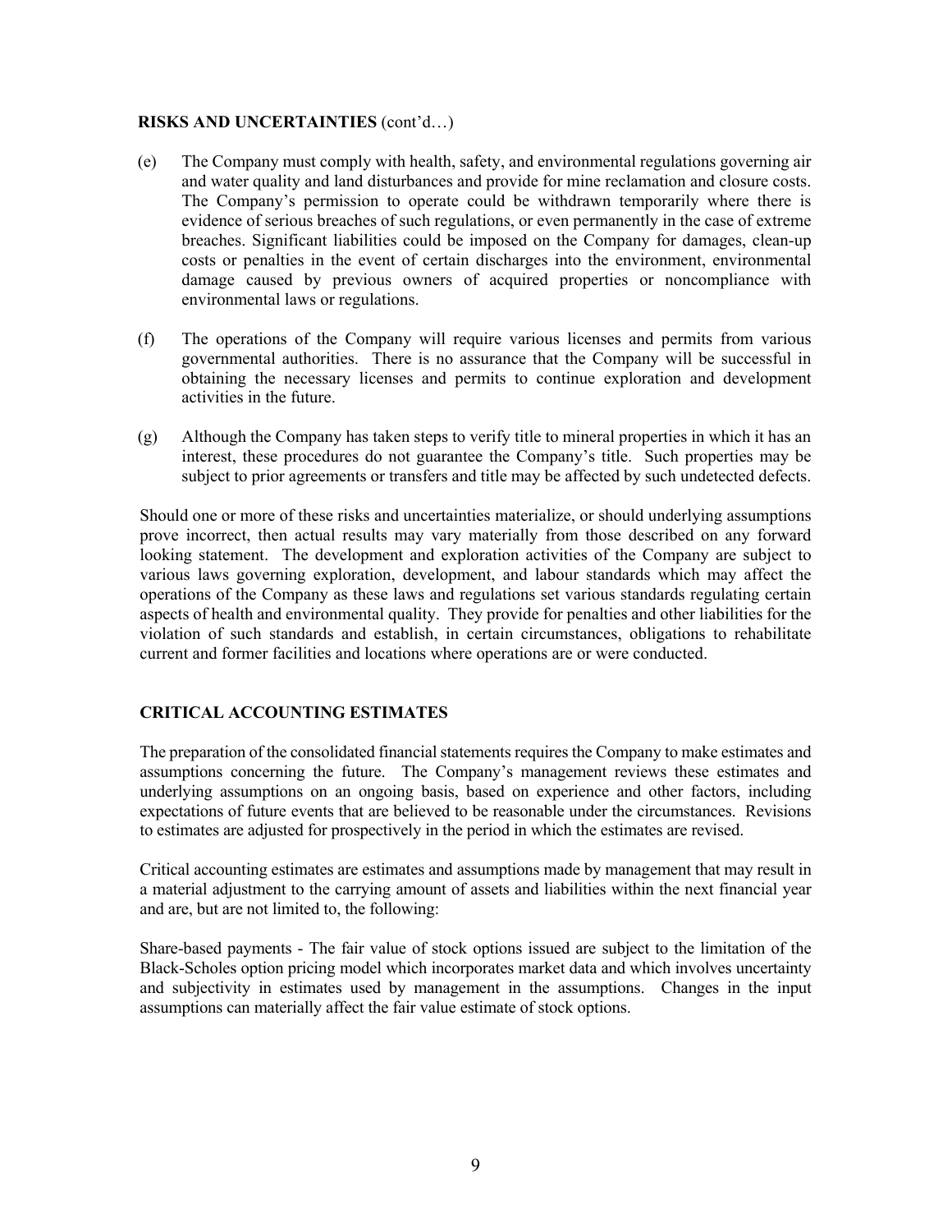**RISKS AND UNCERTAINTIES** (cont'd…)

(e) The Company must comply with health, safety, and environmental regulations governing air and water quality and land disturbances and provide for mine reclamation and closure costs. The Company's permission to operate could be withdrawn temporarily where there is evidence of serious breaches of such regulations, or even permanently in the case of extreme breaches. Significant liabilities could be imposed on the Company for damages, clean-up costs or penalties in the event of certain discharges into the environment, environmental damage caused by previous owners of acquired properties or noncompliance with environmental laws or regulations.

(f) The operations of the Company will require various licenses and permits from various governmental authorities. There is no assurance that the Company will be successful in obtaining the necessary licenses and permits to continue exploration and development activities in the future.

(g) Although the Company has taken steps to verify title to mineral properties in which it has an interest, these procedures do not guarantee the Company's title. Such properties may be subject to prior agreements or transfers and title may be affected by such undetected defects.

Should one or more of these risks and uncertainties materialize, or should underlying assumptions prove incorrect, then actual results may vary materially from those described on any forward looking statement. The development and exploration activities of the Company are subject to various laws governing exploration, development, and labour standards which may affect the operations of the Company as these laws and regulations set various standards regulating certain aspects of health and environmental quality. They provide for penalties and other liabilities for the violation of such standards and establish, in certain circumstances, obligations to rehabilitate current and former facilities and locations where operations are or were conducted.

**CRITICAL ACCOUNTING ESTIMATES**

The preparation of the consolidated financial statements requires the Company to make estimates and assumptions concerning the future. The Company's management reviews these estimates and underlying assumptions on an ongoing basis, based on experience and other factors, including expectations of future events that are believed to be reasonable under the circumstances. Revisions to estimates are adjusted for prospectively in the period in which the estimates are revised.

Critical accounting estimates are estimates and assumptions made by management that may result in a material adjustment to the carrying amount of assets and liabilities within the next financial year and are, but are not limited to, the following:

Share-based payments - The fair value of stock options issued are subject to the limitation of the Black-Scholes option pricing model which incorporates market data and which involves uncertainty and subjectivity in estimates used by management in the assumptions. Changes in the input assumptions can materially affect the fair value estimate of stock options.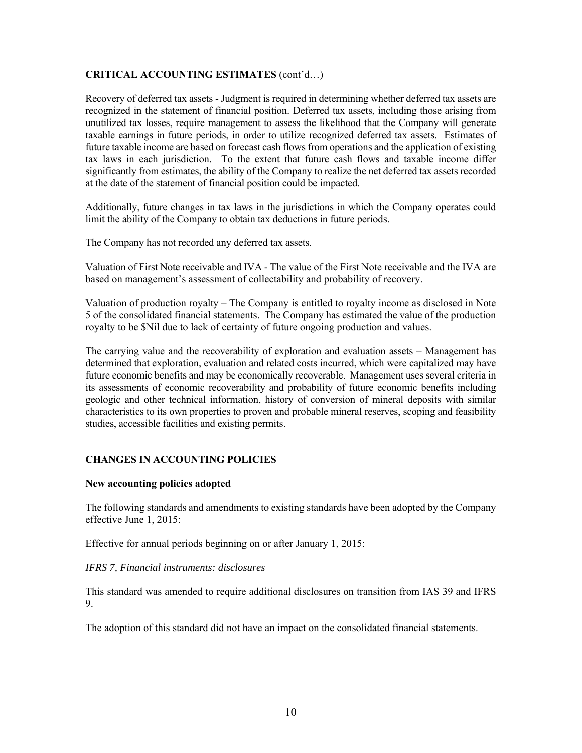## CRITICAL ACCOUNTING ESTIMATES (cont'd…)

Recovery of deferred tax assets - Judgment is required in determining whether deferred tax assets are recognized in the statement of financial position. Deferred tax assets, including those arising from unutilized tax losses, require management to assess the likelihood that the Company will generate taxable earnings in future periods, in order to utilize recognized deferred tax assets. Estimates of future taxable income are based on forecast cash flows from operations and the application of existing tax laws in each jurisdiction. To the extent that future cash flows and taxable income differ significantly from estimates, the ability of the Company to realize the net deferred tax assets recorded at the date of the statement of financial position could be impacted.

Additionally, future changes in tax laws in the jurisdictions in which the Company operates could limit the ability of the Company to obtain tax deductions in future periods.

The Company has not recorded any deferred tax assets.

Valuation of First Note receivable and IVA - The value of the First Note receivable and the IVA are based on management's assessment of collectability and probability of recovery.

Valuation of production royalty – The Company is entitled to royalty income as disclosed in Note 5 of the consolidated financial statements. The Company has estimated the value of the production royalty to be $Nil due to lack of certainty of future ongoing production and values.

The carrying value and the recoverability of exploration and evaluation assets – Management has determined that exploration, evaluation and related costs incurred, which were capitalized may have future economic benefits and may be economically recoverable. Management uses several criteria in its assessments of economic recoverability and probability of future economic benefits including geologic and other technical information, history of conversion of mineral deposits with similar characteristics to its own properties to proven and probable mineral reserves, scoping and feasibility studies, accessible facilities and existing permits.

## CHANGES IN ACCOUNTING POLICIES

### New accounting policies adopted

The following standards and amendments to existing standards have been adopted by the Company effective June 1, 2015:

Effective for annual periods beginning on or after January 1, 2015:

*IFRS 7, Financial instruments: disclosures*

This standard was amended to require additional disclosures on transition from IAS 39 and IFRS 9.

The adoption of this standard did not have an impact on the consolidated financial statements.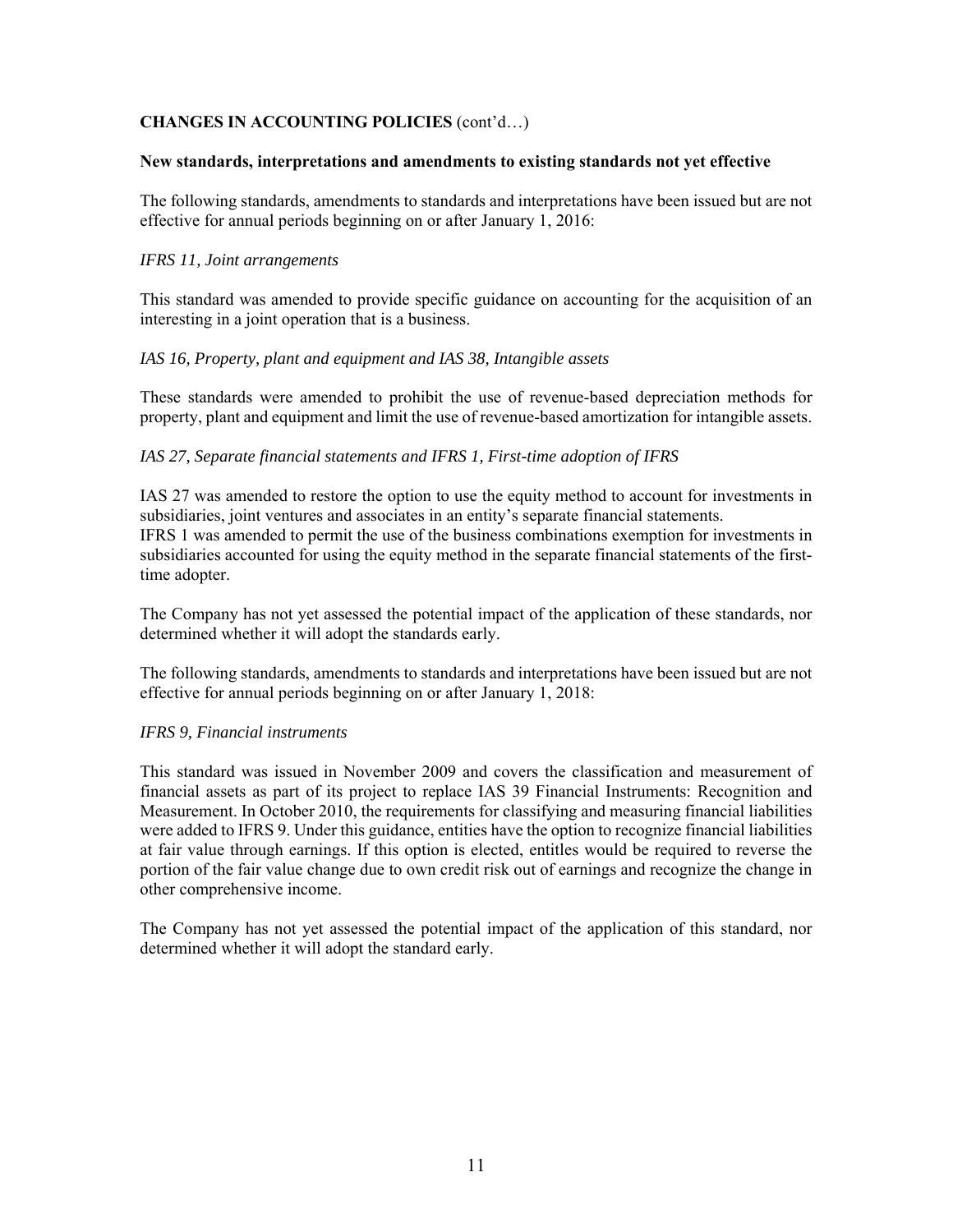**CHANGES IN ACCOUNTING POLICIES** (cont'd…)

**New standards, interpretations and amendments to existing standards not yet effective**

The following standards, amendments to standards and interpretations have been issued but are not effective for annual periods beginning on or after January 1, 2016:

*IFRS 11, Joint arrangements*

This standard was amended to provide specific guidance on accounting for the acquisition of an interesting in a joint operation that is a business.

*IAS 16, Property, plant and equipment and IAS 38, Intangible assets*

These standards were amended to prohibit the use of revenue-based depreciation methods for property, plant and equipment and limit the use of revenue-based amortization for intangible assets.

*IAS 27, Separate financial statements and IFRS 1, First-time adoption of IFRS*

IAS 27 was amended to restore the option to use the equity method to account for investments in subsidiaries, joint ventures and associates in an entity's separate financial statements.
IFRS 1 was amended to permit the use of the business combinations exemption for investments in subsidiaries accounted for using the equity method in the separate financial statements of the first-time adopter.

The Company has not yet assessed the potential impact of the application of these standards, nor determined whether it will adopt the standards early.

The following standards, amendments to standards and interpretations have been issued but are not effective for annual periods beginning on or after January 1, 2018:

*IFRS 9, Financial instruments*

This standard was issued in November 2009 and covers the classification and measurement of financial assets as part of its project to replace IAS 39 Financial Instruments: Recognition and Measurement. In October 2010, the requirements for classifying and measuring financial liabilities were added to IFRS 9. Under this guidance, entities have the option to recognize financial liabilities at fair value through earnings. If this option is elected, entitles would be required to reverse the portion of the fair value change due to own credit risk out of earnings and recognize the change in other comprehensive income.

The Company has not yet assessed the potential impact of the application of this standard, nor determined whether it will adopt the standard early.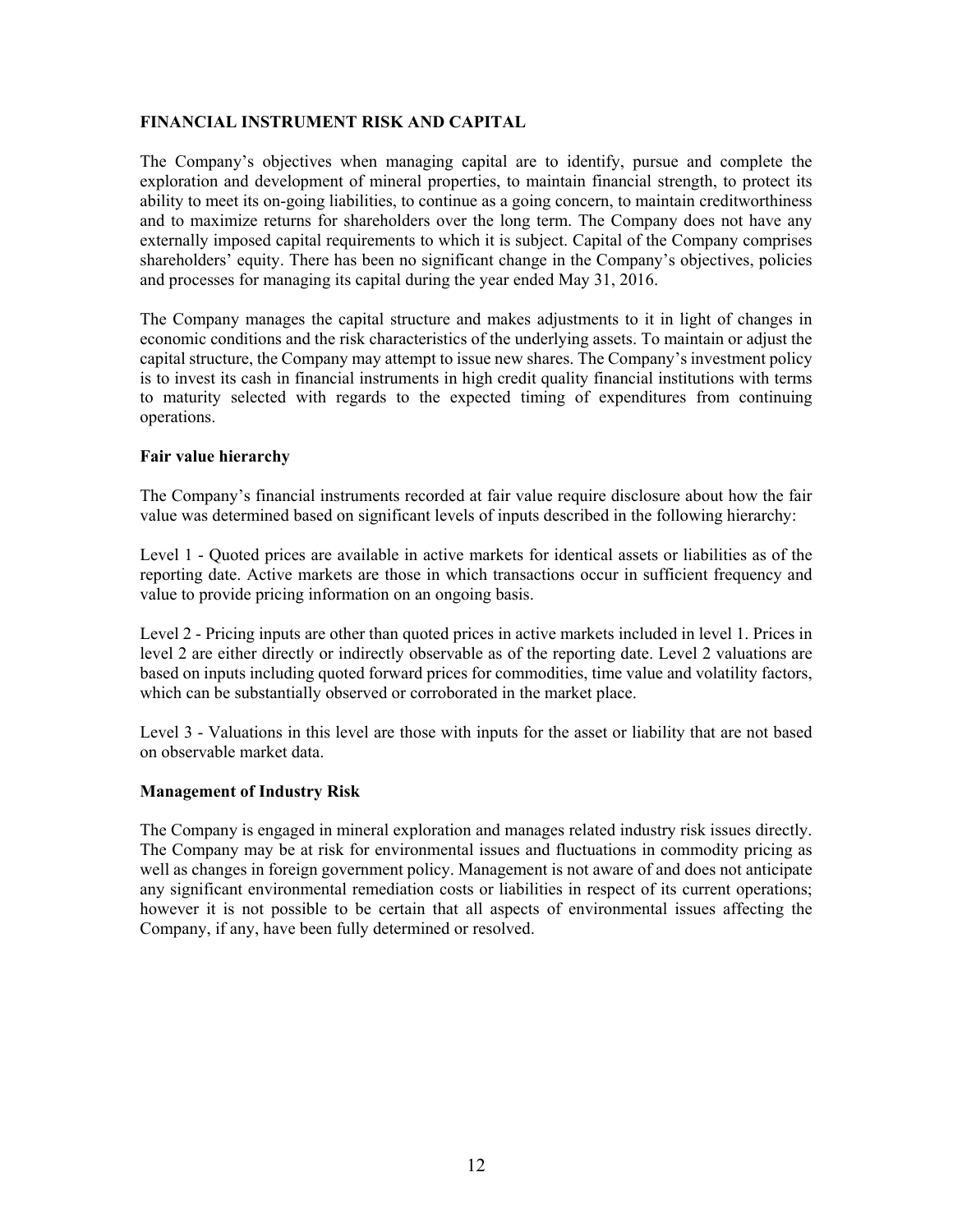## FINANCIAL INSTRUMENT RISK AND CAPITAL

The Company's objectives when managing capital are to identify, pursue and complete the exploration and development of mineral properties, to maintain financial strength, to protect its ability to meet its on-going liabilities, to continue as a going concern, to maintain creditworthiness and to maximize returns for shareholders over the long term. The Company does not have any externally imposed capital requirements to which it is subject. Capital of the Company comprises shareholders' equity. There has been no significant change in the Company's objectives, policies and processes for managing its capital during the year ended May 31, 2016.

The Company manages the capital structure and makes adjustments to it in light of changes in economic conditions and the risk characteristics of the underlying assets. To maintain or adjust the capital structure, the Company may attempt to issue new shares. The Company's investment policy is to invest its cash in financial instruments in high credit quality financial institutions with terms to maturity selected with regards to the expected timing of expenditures from continuing operations.

### Fair value hierarchy

The Company's financial instruments recorded at fair value require disclosure about how the fair value was determined based on significant levels of inputs described in the following hierarchy:

Level 1 - Quoted prices are available in active markets for identical assets or liabilities as of the reporting date. Active markets are those in which transactions occur in sufficient frequency and value to provide pricing information on an ongoing basis.

Level 2 - Pricing inputs are other than quoted prices in active markets included in level 1. Prices in level 2 are either directly or indirectly observable as of the reporting date. Level 2 valuations are based on inputs including quoted forward prices for commodities, time value and volatility factors, which can be substantially observed or corroborated in the market place.

Level 3 - Valuations in this level are those with inputs for the asset or liability that are not based on observable market data.

### Management of Industry Risk

The Company is engaged in mineral exploration and manages related industry risk issues directly. The Company may be at risk for environmental issues and fluctuations in commodity pricing as well as changes in foreign government policy. Management is not aware of and does not anticipate any significant environmental remediation costs or liabilities in respect of its current operations; however it is not possible to be certain that all aspects of environmental issues affecting the Company, if any, have been fully determined or resolved.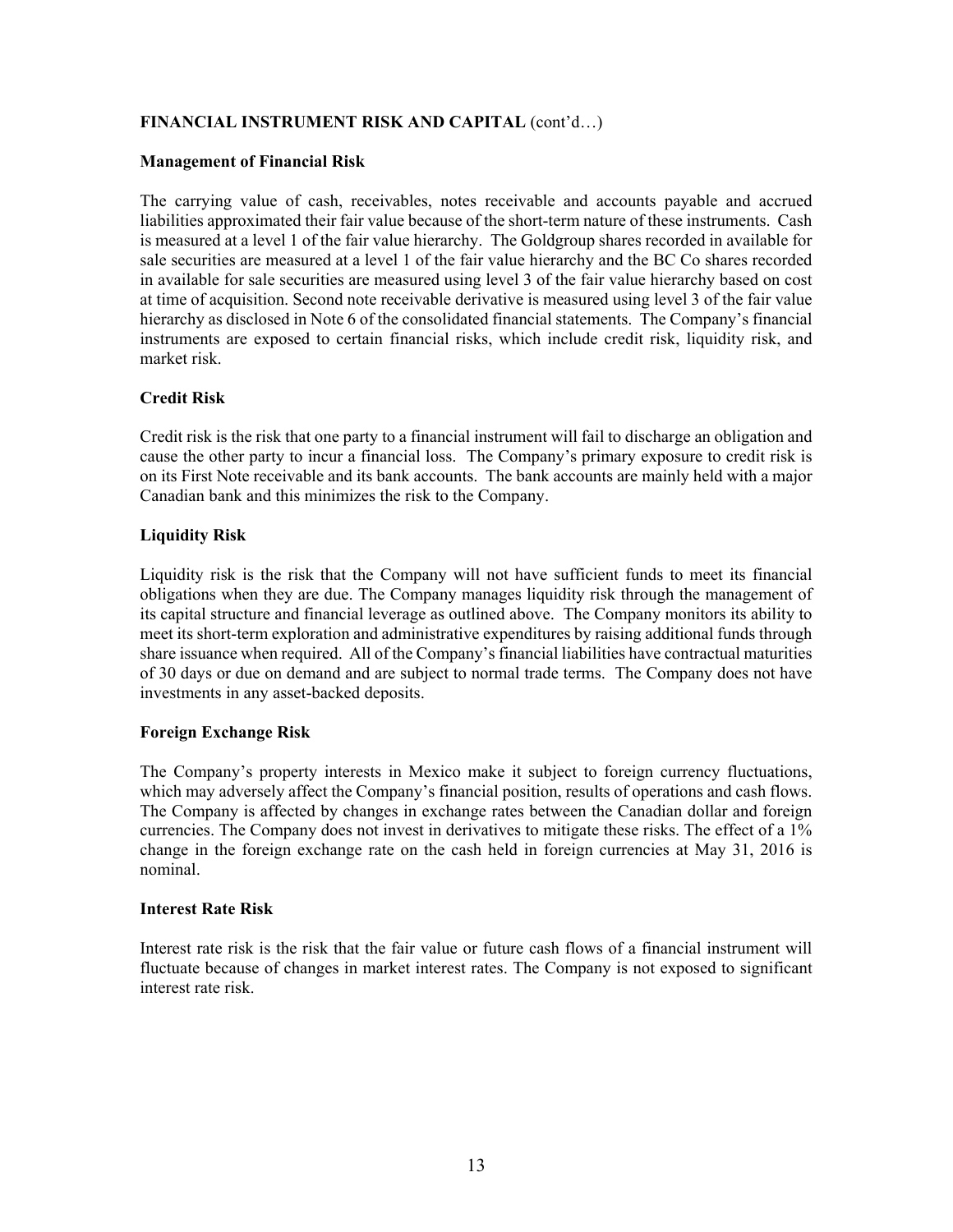**FINANCIAL INSTRUMENT RISK AND CAPITAL** (cont'd…)

**Management of Financial Risk**

The carrying value of cash, receivables, notes receivable and accounts payable and accrued liabilities approximated their fair value because of the short-term nature of these instruments. Cash is measured at a level 1 of the fair value hierarchy. The Goldgroup shares recorded in available for sale securities are measured at a level 1 of the fair value hierarchy and the BC Co shares recorded in available for sale securities are measured using level 3 of the fair value hierarchy based on cost at time of acquisition. Second note receivable derivative is measured using level 3 of the fair value hierarchy as disclosed in Note 6 of the consolidated financial statements. The Company's financial instruments are exposed to certain financial risks, which include credit risk, liquidity risk, and market risk.

**Credit Risk**

Credit risk is the risk that one party to a financial instrument will fail to discharge an obligation and cause the other party to incur a financial loss. The Company's primary exposure to credit risk is on its First Note receivable and its bank accounts. The bank accounts are mainly held with a major Canadian bank and this minimizes the risk to the Company.

**Liquidity Risk**

Liquidity risk is the risk that the Company will not have sufficient funds to meet its financial obligations when they are due. The Company manages liquidity risk through the management of its capital structure and financial leverage as outlined above. The Company monitors its ability to meet its short-term exploration and administrative expenditures by raising additional funds through share issuance when required. All of the Company's financial liabilities have contractual maturities of 30 days or due on demand and are subject to normal trade terms. The Company does not have investments in any asset-backed deposits.

**Foreign Exchange Risk**

The Company's property interests in Mexico make it subject to foreign currency fluctuations, which may adversely affect the Company's financial position, results of operations and cash flows. The Company is affected by changes in exchange rates between the Canadian dollar and foreign currencies. The Company does not invest in derivatives to mitigate these risks. The effect of a 1% change in the foreign exchange rate on the cash held in foreign currencies at May 31, 2016 is nominal.

**Interest Rate Risk**

Interest rate risk is the risk that the fair value or future cash flows of a financial instrument will fluctuate because of changes in market interest rates. The Company is not exposed to significant interest rate risk.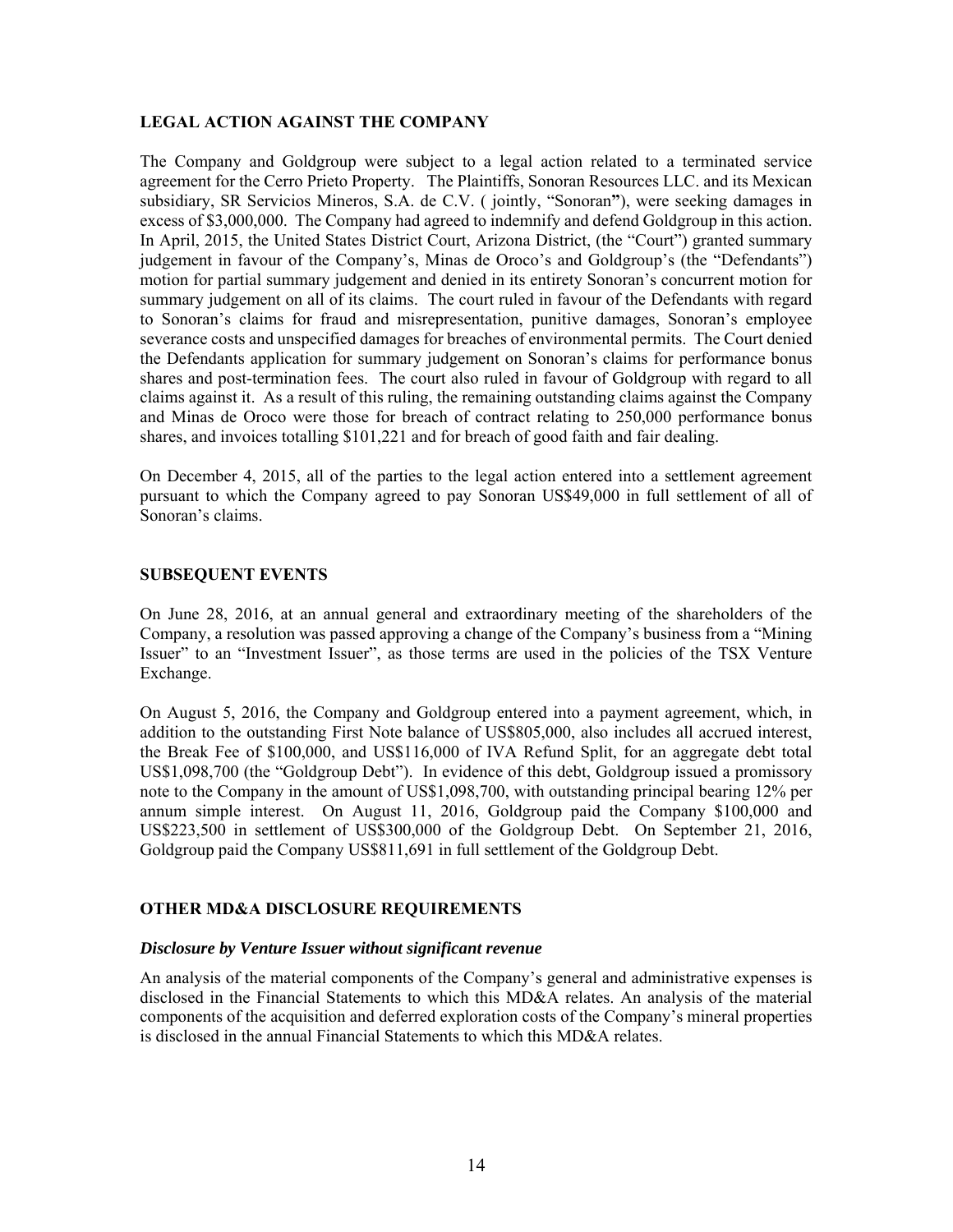## LEGAL ACTION AGAINST THE COMPANY

The Company and Goldgroup were subject to a legal action related to a terminated service agreement for the Cerro Prieto Property. The Plaintiffs, Sonoran Resources LLC. and its Mexican subsidiary, SR Servicios Mineros, S.A. de C.V. ( jointly, "Sonoran"), were seeking damages in excess of $3,000,000. The Company had agreed to indemnify and defend Goldgroup in this action. In April, 2015, the United States District Court, Arizona District, (the "Court") granted summary judgement in favour of the Company's, Minas de Oroco's and Goldgroup's (the "Defendants") motion for partial summary judgement and denied in its entirety Sonoran's concurrent motion for summary judgement on all of its claims. The court ruled in favour of the Defendants with regard to Sonoran's claims for fraud and misrepresentation, punitive damages, Sonoran's employee severance costs and unspecified damages for breaches of environmental permits. The Court denied the Defendants application for summary judgement on Sonoran's claims for performance bonus shares and post-termination fees. The court also ruled in favour of Goldgroup with regard to all claims against it. As a result of this ruling, the remaining outstanding claims against the Company and Minas de Oroco were those for breach of contract relating to 250,000 performance bonus shares, and invoices totalling $101,221 and for breach of good faith and fair dealing.

On December 4, 2015, all of the parties to the legal action entered into a settlement agreement pursuant to which the Company agreed to pay Sonoran US$49,000 in full settlement of all of Sonoran's claims.

## SUBSEQUENT EVENTS

On June 28, 2016, at an annual general and extraordinary meeting of the shareholders of the Company, a resolution was passed approving a change of the Company's business from a "Mining Issuer" to an "Investment Issuer", as those terms are used in the policies of the TSX Venture Exchange.

On August 5, 2016, the Company and Goldgroup entered into a payment agreement, which, in addition to the outstanding First Note balance of US$805,000, also includes all accrued interest, the Break Fee of $100,000, and US$116,000 of IVA Refund Split, for an aggregate debt total US$1,098,700 (the "Goldgroup Debt"). In evidence of this debt, Goldgroup issued a promissory note to the Company in the amount of US$1,098,700, with outstanding principal bearing 12% per annum simple interest. On August 11, 2016, Goldgroup paid the Company $100,000 and US$223,500 in settlement of US$300,000 of the Goldgroup Debt. On September 21, 2016, Goldgroup paid the Company US$811,691 in full settlement of the Goldgroup Debt.

## OTHER MD&A DISCLOSURE REQUIREMENTS

### *Disclosure by Venture Issuer without significant revenue*

An analysis of the material components of the Company's general and administrative expenses is disclosed in the Financial Statements to which this MD&A relates. An analysis of the material components of the acquisition and deferred exploration costs of the Company's mineral properties is disclosed in the annual Financial Statements to which this MD&A relates.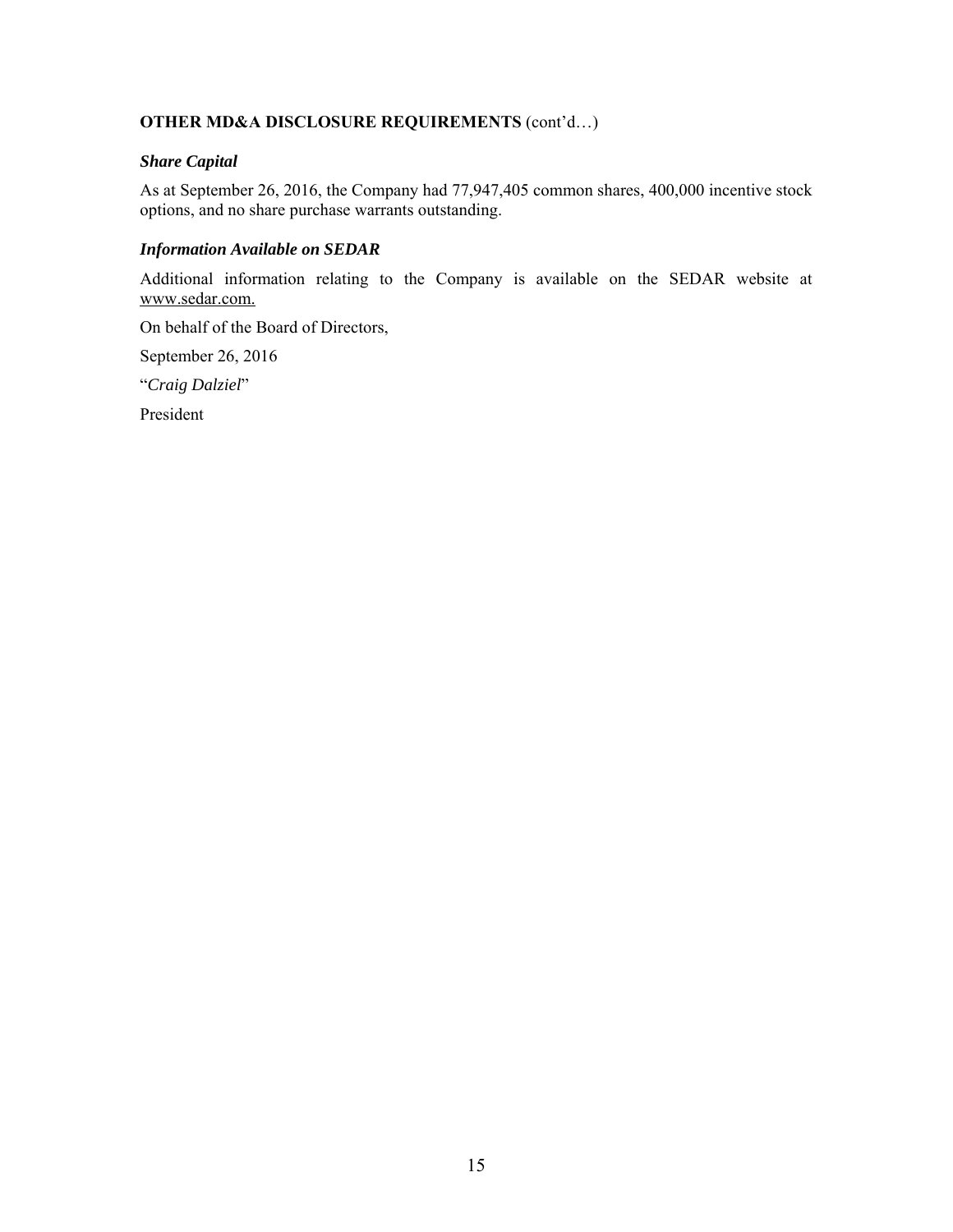## OTHER MD&A DISCLOSURE REQUIREMENTS (cont'd…)

### *Share Capital*

As at September 26, 2016, the Company had 77,947,405 common shares, 400,000 incentive stock options, and no share purchase warrants outstanding.

### *Information Available on SEDAR*

Additional information relating to the Company is available on the SEDAR website at www.sedar.com.

On behalf of the Board of Directors,

September 26, 2016

"*Craig Dalziel*"

President